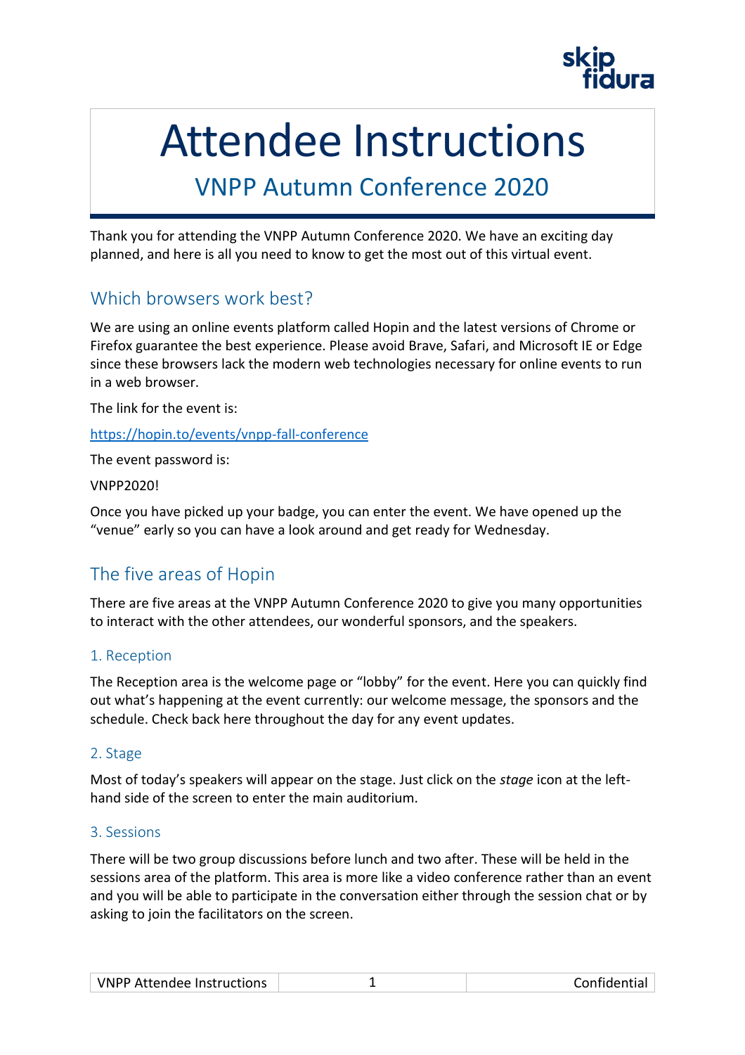# Attendee Instructions

## VNPP Autumn Conference 2020

Thank you for attending the VNPP Autumn Conference 2020. We have an exciting day planned, and here is all you need to know to get the most out of this virtual event.

## Which browsers work best?

We are using an online events platform called Hopin and the latest versions of Chrome or Firefox guarantee the best experience. Please avoid Brave, Safari, and Microsoft IE or Edge since these browsers lack the modern web technologies necessary for online events to run in a web browser.

The link for the event is:

https://hopin.to/events/vnpp-fall-conference

The event password is:

VNPP2020!

Once you have picked up your badge, you can enter the event. We have opened up the “venue” early so you can have a look around and get ready for Wednesday.

## The five areas of Hopin

There are five areas at the VNPP Autumn Conference 2020 to give you many opportunities to interact with the other attendees, our wonderful sponsors, and the speakers.

### 1. Reception

The Reception area is the welcome page or “lobby” for the event. Here you can quickly find out what’s happening at the event currently: our welcome message, the sponsors and the schedule. Check back here throughout the day for any event updates.

### 2. Stage

Most of today’s speakers will appear on the stage. Just click on the *stage* icon at the left-hand side of the screen to enter the main auditorium.

### 3. Sessions

There will be two group discussions before lunch and two after. These will be held in the sessions area of the platform. This area is more like a video conference rather than an event and you will be able to participate in the conversation either through the session chat or by asking to join the facilitators on the screen.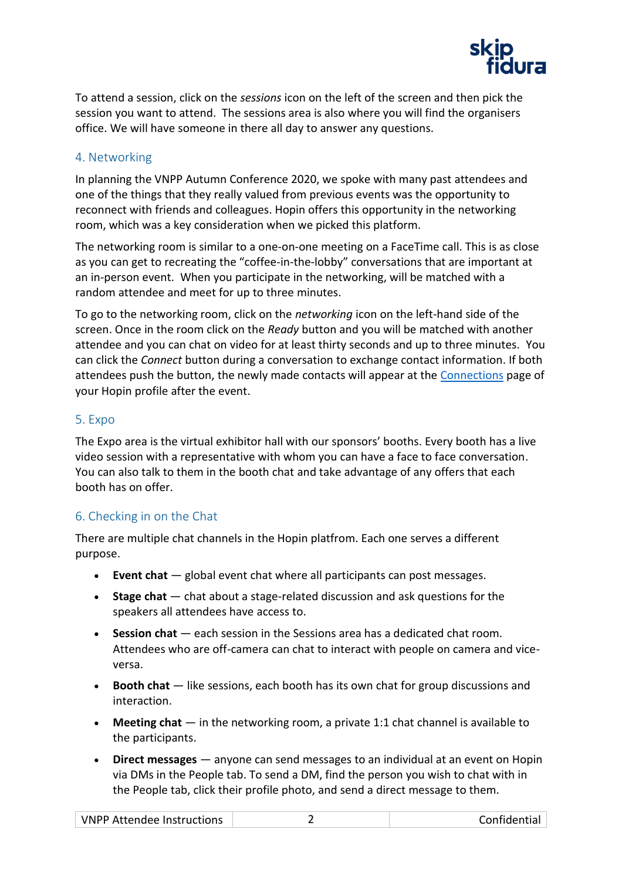To attend a session, click on the *sessions* icon on the left of the screen and then pick the session you want to attend. The sessions area is also where you will find the organisers office. We will have someone in there all day to answer any questions.

## 4. Networking

In planning the VNPP Autumn Conference 2020, we spoke with many past attendees and one of the things that they really valued from previous events was the opportunity to reconnect with friends and colleagues. Hopin offers this opportunity in the networking room, which was a key consideration when we picked this platform.

The networking room is similar to a one-on-one meeting on a FaceTime call. This is as close as you can get to recreating the "coffee-in-the-lobby" conversations that are important at an in-person event. When you participate in the networking, will be matched with a random attendee and meet for up to three minutes.

To go to the networking room, click on the *networking* icon on the left-hand side of the screen. Once in the room click on the *Ready* button and you will be matched with another attendee and you can chat on video for at least thirty seconds and up to three minutes. You can click the *Connect* button during a conversation to exchange contact information. If both attendees push the button, the newly made contacts will appear at the Connections page of your Hopin profile after the event.

## 5. Expo

The Expo area is the virtual exhibitor hall with our sponsors' booths. Every booth has a live video session with a representative with whom you can have a face to face conversation. You can also talk to them in the booth chat and take advantage of any offers that each booth has on offer.

## 6. Checking in on the Chat

There are multiple chat channels in the Hopin platfrom. Each one serves a different purpose.

- **Event chat** — global event chat where all participants can post messages.
- **Stage chat** — chat about a stage-related discussion and ask questions for the speakers all attendees have access to.
- **Session chat** — each session in the Sessions area has a dedicated chat room. Attendees who are off-camera can chat to interact with people on camera and vice-versa.
- **Booth chat** — like sessions, each booth has its own chat for group discussions and interaction.
- **Meeting chat** — in the networking room, a private 1:1 chat channel is available to the participants.
- **Direct messages** — anyone can send messages to an individual at an event on Hopin via DMs in the People tab. To send a DM, find the person you wish to chat with in the People tab, click their profile photo, and send a direct message to them.